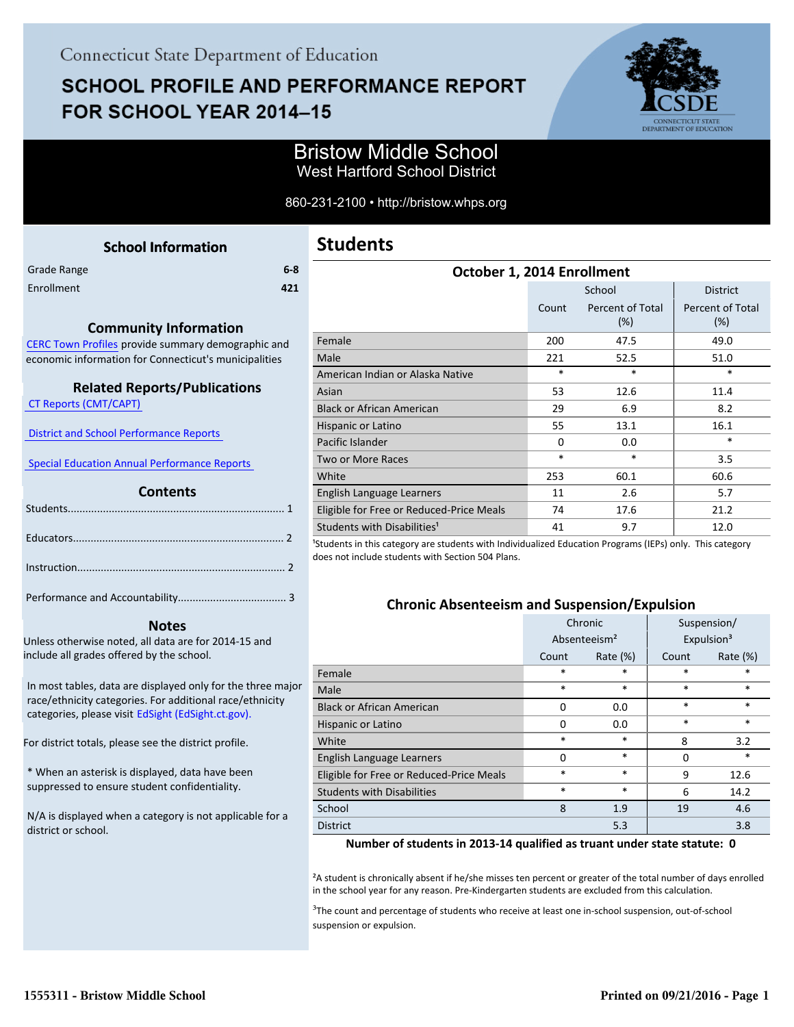Connecticut State Department of Education

# SCHOOL PROFILE AND PERFORMANCE REPORT FOR SCHOOL YEAR 2014–15

## Bristow Middle School
West Hartford School District

860-231-2100 • http://bristow.whps.org

### School Information

| | |
|---|---|
| Grade Range | 6-8 |
| Enrollment | 421 |

### Community Information

CERC Town Profiles provide summary demographic and economic information for Connecticut's municipalities

### Related Reports/Publications

CT Reports (CMT/CAPT)

District and School Performance Reports

Special Education Annual Performance Reports

### Contents

Students........................................................................ 1

Educators...................................................................... 2

Instruction..................................................................... 2

Performance and Accountability.................................... 3

### Notes

Unless otherwise noted, all data are for 2014-15 and include all grades offered by the school.

In most tables, data are displayed only for the three major race/ethnicity categories. For additional race/ethnicity categories, please visit EdSight (EdSight.ct.gov).

For district totals, please see the district profile.

* When an asterisk is displayed, data have been suppressed to ensure student confidentiality.

N/A is displayed when a category is not applicable for a district or school.

## Students

### October 1, 2014 Enrollment

| | School | | District |
|---|---|---|---|
| | Count | Percent of Total (%) | Percent of Total (%) |
| Female | 200 | 47.5 | 49.0 |
| Male | 221 | 52.5 | 51.0 |
| American Indian or Alaska Native | * | * | * |
| Asian | 53 | 12.6 | 11.4 |
| Black or African American | 29 | 6.9 | 8.2 |
| Hispanic or Latino | 55 | 13.1 | 16.1 |
| Pacific Islander | 0 | 0.0 | * |
| Two or More Races | * | * | 3.5 |
| White | 253 | 60.1 | 60.6 |
| English Language Learners | 11 | 2.6 | 5.7 |
| Eligible for Free or Reduced-Price Meals | 74 | 17.6 | 21.2 |
| Students with Disabilities[1] | 41 | 9.7 | 12.0 |

[1]Students in this category are students with Individualized Education Programs (IEPs) only. This category does not include students with Section 504 Plans.

### Chronic Absenteeism and Suspension/Expulsion

| | Chronic Absenteeism[2] | | Suspension/ Expulsion[3] | |
|---|---|---|---|---|
| | Count | Rate (%) | Count | Rate (%) |
| Female | * | * | * | * |
| Male | * | * | * | * |
| Black or African American | 0 | 0.0 | * | * |
| Hispanic or Latino | 0 | 0.0 | * | * |
| White | * | * | 8 | 3.2 |
| English Language Learners | 0 | * | 0 | * |
| Eligible for Free or Reduced-Price Meals | * | * | 9 | 12.6 |
| Students with Disabilities | * | * | 6 | 14.2 |
| School | 8 | 1.9 | 19 | 4.6 |
| District | | 5.3 | | 3.8 |

**Number of students in 2013-14 qualified as truant under state statute: 0**

[2]A student is chronically absent if he/she misses ten percent or greater of the total number of days enrolled in the school year for any reason. Pre-Kindergarten students are excluded from this calculation.

[3]The count and percentage of students who receive at least one in-school suspension, out-of-school suspension or expulsion.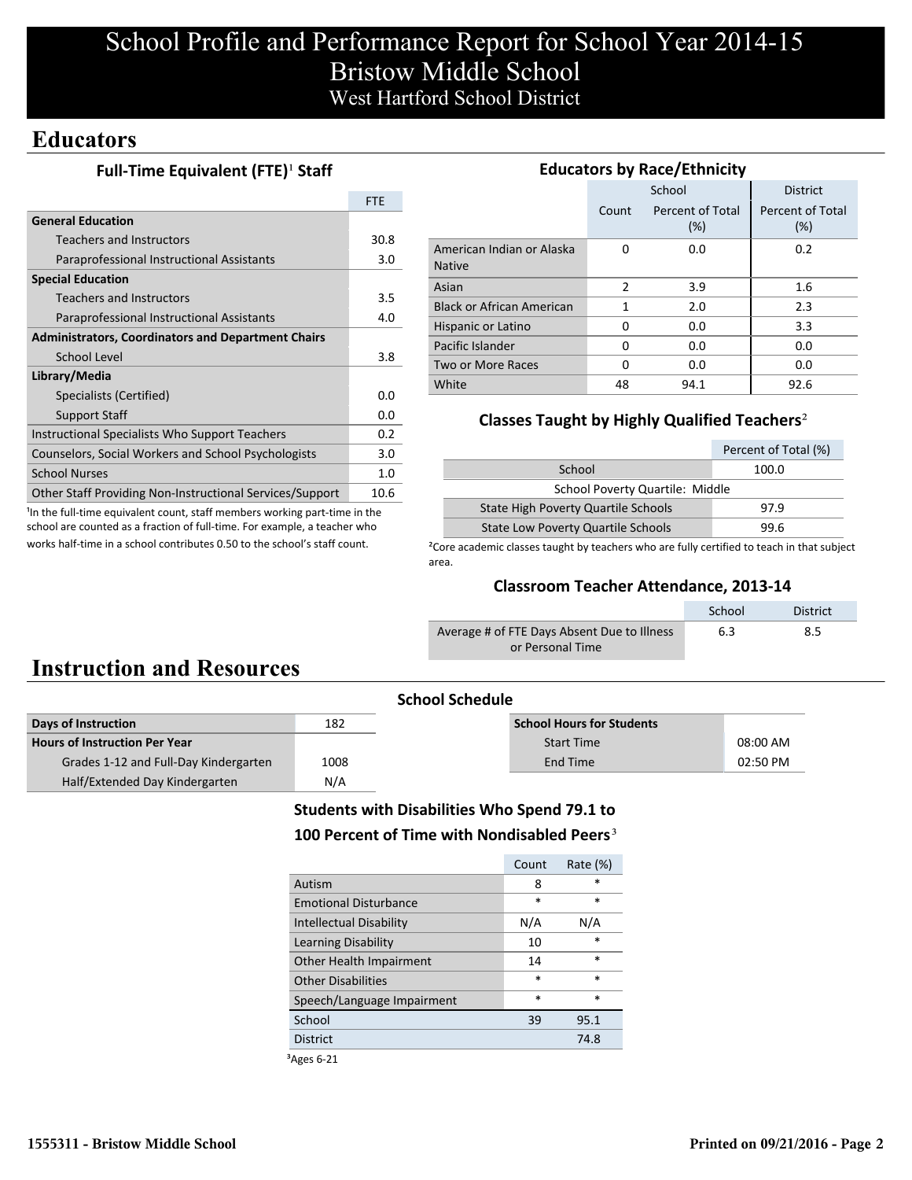# School Profile and Performance Report for School Year 2014-15
# Bristow Middle School
## West Hartford School District

## Educators

### Full-Time Equivalent (FTE)[1] Staff

| | FTE |
|---|---|
| **General Education** | |
| Teachers and Instructors | 30.8 |
| Paraprofessional Instructional Assistants | 3.0 |
| **Special Education** | |
| Teachers and Instructors | 3.5 |
| Paraprofessional Instructional Assistants | 4.0 |
| **Administrators, Coordinators and Department Chairs** | |
| School Level | 3.8 |
| **Library/Media** | |
| Specialists (Certified) | 0.0 |
| Support Staff | 0.0 |
| Instructional Specialists Who Support Teachers | 0.2 |
| Counselors, Social Workers and School Psychologists | 3.0 |
| School Nurses | 1.0 |
| Other Staff Providing Non-Instructional Services/Support | 10.6 |

[1]In the full-time equivalent count, staff members working part-time in the school are counted as a fraction of full-time. For example, a teacher who works half-time in a school contributes 0.50 to the school's staff count.

### Educators by Race/Ethnicity

| | School | | District |
|---|---|---|---|
| | Count | Percent of Total (%) | Percent of Total (%) |
| American Indian or Alaska Native | 0 | 0.0 | 0.2 |
| Asian | 2 | 3.9 | 1.6 |
| Black or African American | 1 | 2.0 | 2.3 |
| Hispanic or Latino | 0 | 0.0 | 3.3 |
| Pacific Islander | 0 | 0.0 | 0.0 |
| Two or More Races | 0 | 0.0 | 0.0 |
| White | 48 | 94.1 | 92.6 |

### Classes Taught by Highly Qualified Teachers[2]

| | Percent of Total (%) |
|---|---|
| School | 100.0 |
| School Poverty Quartile: Middle | |
| State High Poverty Quartile Schools | 97.9 |
| State Low Poverty Quartile Schools | 99.6 |

[2]Core academic classes taught by teachers who are fully certified to teach in that subject area.

### Classroom Teacher Attendance, 2013-14

| | School | District |
|---|---|---|
| Average # of FTE Days Absent Due to Illness or Personal Time | 6.3 | 8.5 |

## Instruction and Resources

### School Schedule

| | |
|---|---|
| **Days of Instruction** | 182 |
| **Hours of Instruction Per Year** | |
| Grades 1-12 and Full-Day Kindergarten | 1008 |
| Half/Extended Day Kindergarten | N/A |

| **School Hours for Students** | |
|---|---|
| Start Time | 08:00 AM |
| End Time | 02:50 PM |

### Students with Disabilities Who Spend 79.1 to 100 Percent of Time with Nondisabled Peers[3]

| | Count | Rate (%) |
|---|---|---|
| Autism | 8 | * |
| Emotional Disturbance | * | * |
| Intellectual Disability | N/A | N/A |
| Learning Disability | 10 | * |
| Other Health Impairment | 14 | * |
| Other Disabilities | * | * |
| Speech/Language Impairment | * | * |
| School | 39 | 95.1 |
| District | | 74.8 |

[3]Ages 6-21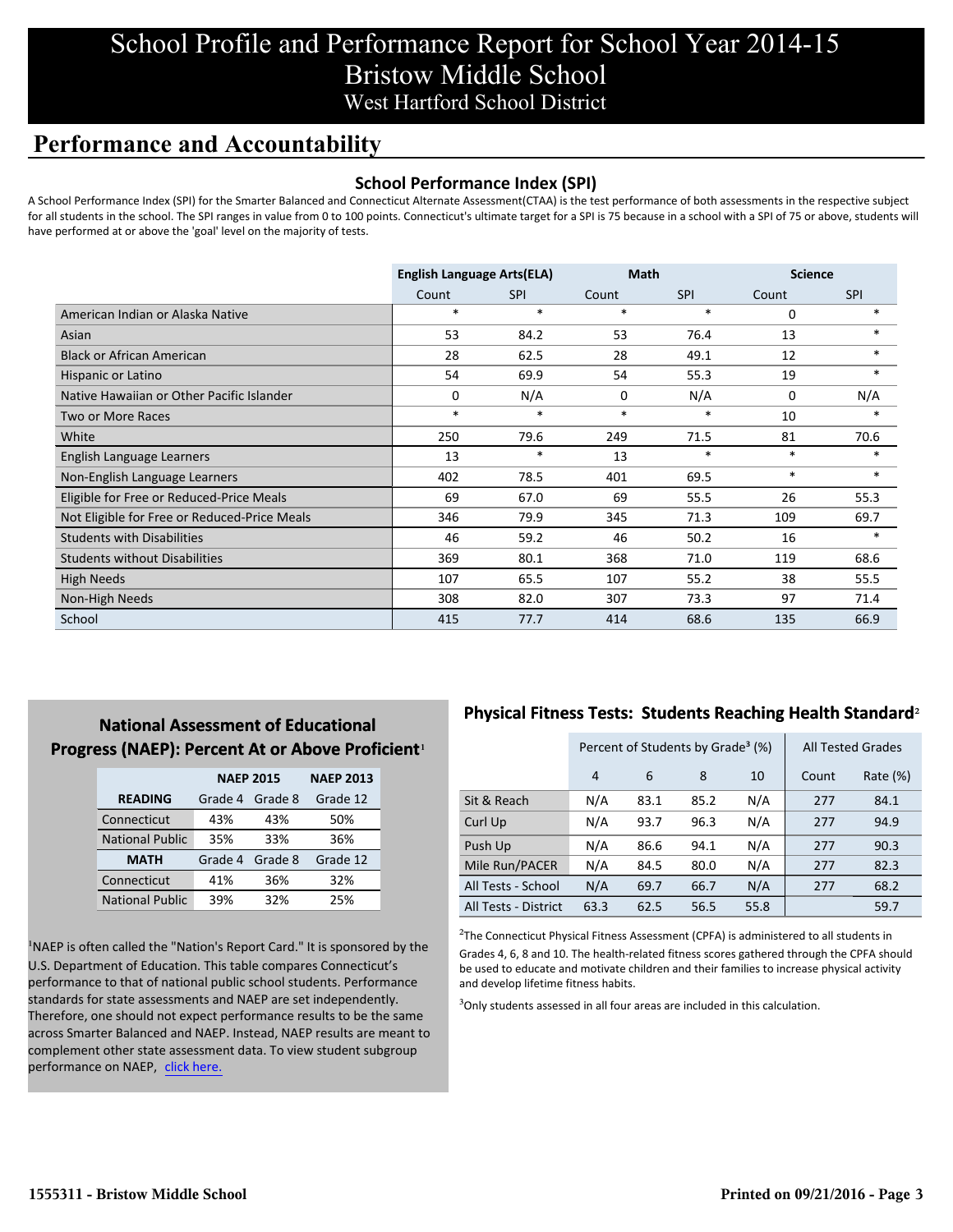# School Profile and Performance Report for School Year 2014-15
# Bristow Middle School
## West Hartford School District

## Performance and Accountability

### School Performance Index (SPI)

A School Performance Index (SPI) for the Smarter Balanced and Connecticut Alternate Assessment(CTAA) is the test performance of both assessments in the respective subject for all students in the school. The SPI ranges in value from 0 to 100 points. Connecticut's ultimate target for a SPI is 75 because in a school with a SPI of 75 or above, students will have performed at or above the 'goal' level on the majority of tests.

| | English Language Arts(ELA) | | Math | | Science | |
|---|---|---|---|---|---|---|
| | Count | SPI | Count | SPI | Count | SPI |
| American Indian or Alaska Native | * | * | * | * | 0 | * |
| Asian | 53 | 84.2 | 53 | 76.4 | 13 | * |
| Black or African American | 28 | 62.5 | 28 | 49.1 | 12 | * |
| Hispanic or Latino | 54 | 69.9 | 54 | 55.3 | 19 | * |
| Native Hawaiian or Other Pacific Islander | 0 | N/A | 0 | N/A | 0 | N/A |
| Two or More Races | * | * | * | * | 10 | * |
| White | 250 | 79.6 | 249 | 71.5 | 81 | 70.6 |
| English Language Learners | 13 | * | 13 | * | * | * |
| Non-English Language Learners | 402 | 78.5 | 401 | 69.5 | * | * |
| Eligible for Free or Reduced-Price Meals | 69 | 67.0 | 69 | 55.5 | 26 | 55.3 |
| Not Eligible for Free or Reduced-Price Meals | 346 | 79.9 | 345 | 71.3 | 109 | 69.7 |
| Students with Disabilities | 46 | 59.2 | 46 | 50.2 | 16 | * |
| Students without Disabilities | 369 | 80.1 | 368 | 71.0 | 119 | 68.6 |
| High Needs | 107 | 65.5 | 107 | 55.2 | 38 | 55.5 |
| Non-High Needs | 308 | 82.0 | 307 | 73.3 | 97 | 71.4 |
| School | 415 | 77.7 | 414 | 68.6 | 135 | 66.9 |

### National Assessment of Educational Progress (NAEP): Percent At or Above Proficient[1]

| | NAEP 2015 | | NAEP 2013 |
|---|---|---|---|
| **READING** | Grade 4 | Grade 8 | Grade 12 |
| Connecticut | 43% | 43% | 50% |
| National Public | 35% | 33% | 36% |
| **MATH** | Grade 4 | Grade 8 | Grade 12 |
| Connecticut | 41% | 36% | 32% |
| National Public | 39% | 32% | 25% |

[1]NAEP is often called the "Nation's Report Card." It is sponsored by the U.S. Department of Education. This table compares Connecticut's performance to that of national public school students. Performance standards for state assessments and NAEP are set independently. Therefore, one should not expect performance results to be the same across Smarter Balanced and NAEP. Instead, NAEP results are meant to complement other state assessment data. To view student subgroup performance on NAEP, click here.

### Physical Fitness Tests: Students Reaching Health Standard[2]

| | Percent of Students by Grade[3] (%) | | | | All Tested Grades | |
|---|---|---|---|---|---|---|
| | 4 | 6 | 8 | 10 | Count | Rate (%) |
| Sit & Reach | N/A | 83.1 | 85.2 | N/A | 277 | 84.1 |
| Curl Up | N/A | 93.7 | 96.3 | N/A | 277 | 94.9 |
| Push Up | N/A | 86.6 | 94.1 | N/A | 277 | 90.3 |
| Mile Run/PACER | N/A | 84.5 | 80.0 | N/A | 277 | 82.3 |
| All Tests - School | N/A | 69.7 | 66.7 | N/A | 277 | 68.2 |
| All Tests - District | 63.3 | 62.5 | 56.5 | 55.8 | | 59.7 |

[2]The Connecticut Physical Fitness Assessment (CPFA) is administered to all students in Grades 4, 6, 8 and 10. The health-related fitness scores gathered through the CPFA should be used to educate and motivate children and their families to increase physical activity and develop lifetime fitness habits.

[3]Only students assessed in all four areas are included in this calculation.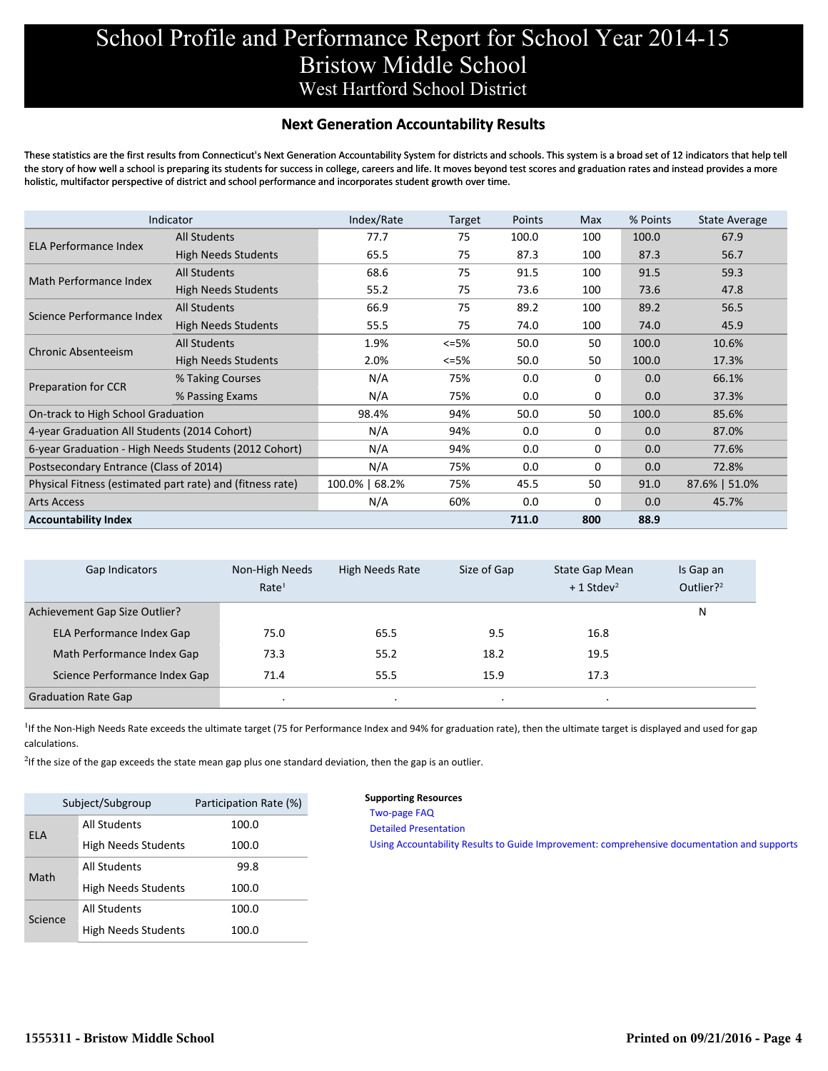# School Profile and Performance Report for School Year 2014-15
# Bristow Middle School
## West Hartford School District

### Next Generation Accountability Results

**These statistics are the first results from Connecticut's Next Generation Accountability System for districts and schools. This system is a broad set of 12 indicators that help tell the story of how well a school is preparing its students for success in college, careers and life. It moves beyond test scores and graduation rates and instead provides a more holistic, multifactor perspective of district and school performance and incorporates student growth over time.**

| Indicator | | Index/Rate | Target | Points | Max | % Points | State Average |
|---|---|---|---|---|---|---|---|
| ELA Performance Index | All Students | 77.7 | 75 | 100.0 | 100 | 100.0 | 67.9 |
| | High Needs Students | 65.5 | 75 | 87.3 | 100 | 87.3 | 56.7 |
| Math Performance Index | All Students | 68.6 | 75 | 91.5 | 100 | 91.5 | 59.3 |
| | High Needs Students | 55.2 | 75 | 73.6 | 100 | 73.6 | 47.8 |
| Science Performance Index | All Students | 66.9 | 75 | 89.2 | 100 | 89.2 | 56.5 |
| | High Needs Students | 55.5 | 75 | 74.0 | 100 | 74.0 | 45.9 |
| Chronic Absenteeism | All Students | 1.9% | <=5% | 50.0 | 50 | 100.0 | 10.6% |
| | High Needs Students | 2.0% | <=5% | 50.0 | 50 | 100.0 | 17.3% |
| Preparation for CCR | % Taking Courses | N/A | 75% | 0.0 | 0 | 0.0 | 66.1% |
| | % Passing Exams | N/A | 75% | 0.0 | 0 | 0.0 | 37.3% |
| On-track to High School Graduation | | 98.4% | 94% | 50.0 | 50 | 100.0 | 85.6% |
| 4-year Graduation All Students (2014 Cohort) | | N/A | 94% | 0.0 | 0 | 0.0 | 87.0% |
| 6-year Graduation - High Needs Students (2012 Cohort) | | N/A | 94% | 0.0 | 0 | 0.0 | 77.6% |
| Postsecondary Entrance (Class of 2014) | | N/A | 75% | 0.0 | 0 | 0.0 | 72.8% |
| Physical Fitness (estimated part rate) and (fitness rate) | | 100.0% \| 68.2% | 75% | 45.5 | 50 | 91.0 | 87.6% \| 51.0% |
| Arts Access | | N/A | 60% | 0.0 | 0 | 0.0 | 45.7% |
| **Accountability Index** | | | | **711.0** | **800** | **88.9** | |

| Gap Indicators | Non-High Needs Rate[1] | High Needs Rate | Size of Gap | State Gap Mean + 1 Stdev[2] | Is Gap an Outlier?[2] |
|---|---|---|---|---|---|
| Achievement Gap Size Outlier? | | | | | N |
| ELA Performance Index Gap | 75.0 | 65.5 | 9.5 | 16.8 | |
| Math Performance Index Gap | 73.3 | 55.2 | 18.2 | 19.5 | |
| Science Performance Index Gap | 71.4 | 55.5 | 15.9 | 17.3 | |
| Graduation Rate Gap | . | . | . | . | |

[1]If the Non-High Needs Rate exceeds the ultimate target (75 for Performance Index and 94% for graduation rate), then the ultimate target is displayed and used for gap calculations.

[2]If the size of the gap exceeds the state mean gap plus one standard deviation, then the gap is an outlier.

| Subject/Subgroup | | Participation Rate (%) |
|---|---|---|
| ELA | All Students | 100.0 |
| | High Needs Students | 100.0 |
| Math | All Students | 99.8 |
| | High Needs Students | 100.0 |
| Science | All Students | 100.0 |
| | High Needs Students | 100.0 |

**Supporting Resources**

- Two-page FAQ
- Detailed Presentation
- Using Accountability Results to Guide Improvement: comprehensive documentation and supports